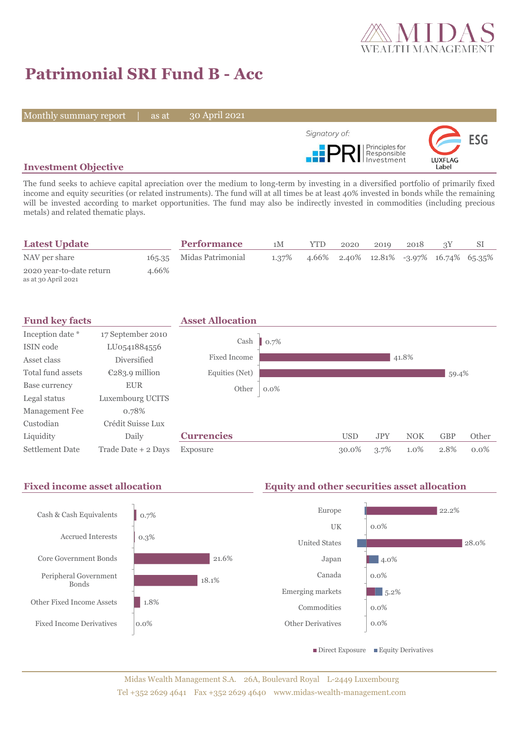# Patrimonial SRI Fund B - Acc

Monthly summary report | as at 30 April 2021

Signatory of: PRI Principles for Responsible Investment

ESG LUXFLAG Label

## Investment Objective

The fund seeks to achieve capital apreciation over the medium to long-term by investing in a diversified portfolio of primarily fixed income and equity securities (or related instruments). The fund will at all times be at least 40% invested in bonds while the remaining will be invested according to market opportunities. The fund may also be indirectly invested in commodities (including precious metals) and related thematic plays.

## Latest Update

| | |
|---|---|
| NAV per share | 165.35 |
| 2020 year-to-date return<br>as at 30 April 2021 | 4.66% |

## Performance

| | 1M | YTD | 2020 | 2019 | 2018 | 3Y | SI |
|---|---|---|---|---|---|---|---|
| Midas Patrimonial | 1.37% | 4.66% | 2.40% | 12.81% | -3.97% | 16.74% | 65.35% |

## Fund key facts

| | |
|---|---|
| Inception date * | 17 September 2010 |
| ISIN code | LU0541884556 |
| Asset class | Diversified |
| Total fund assets | €283.9 million |
| Base currency | EUR |
| Legal status | Luxembourg UCITS |
| Management Fee | 0.78% |
| Custodian | Crédit Suisse Lux |
| Liquidity | Daily |
| Settlement Date | Trade Date + 2 Days |

## Asset Allocation

| | |
|---|---|
| Cash | 0.7% |
| Fixed Income | 41.8% |
| Equities (Net) | 59.4% |
| Other | 0.0% |

## Currencies

| | USD | JPY | NOK | GBP | Other |
|---|---|---|---|---|---|
| Exposure | 30.0% | 3.7% | 1.0% | 2.8% | 0.0% |

## Fixed income asset allocation

| | |
|---|---|
| Cash & Cash Equivalents | 0.7% |
| Accrued Interests | 0.3% |
| Core Government Bonds | 21.6% |
| Peripheral Government Bonds | 18.1% |
| Other Fixed Income Assets | 1.8% |
| Fixed Income Derivatives | 0.0% |

## Equity and other securities asset allocation

| | |
|---|---|
| Europe | 22.2% |
| UK | 0.0% |
| United States | 28.0% |
| Japan | 4.0% |
| Canada | 0.0% |
| Emerging markets | 5.2% |
| Commodities | 0.0% |
| Other Derivatives | 0.0% |

■ Direct Exposure ■ Equity Derivatives

Midas Wealth Management S.A. 26A, Boulevard Royal L-2449 Luxembourg
Tel +352 2629 4641 Fax +352 2629 4640 www.midas-wealth-management.com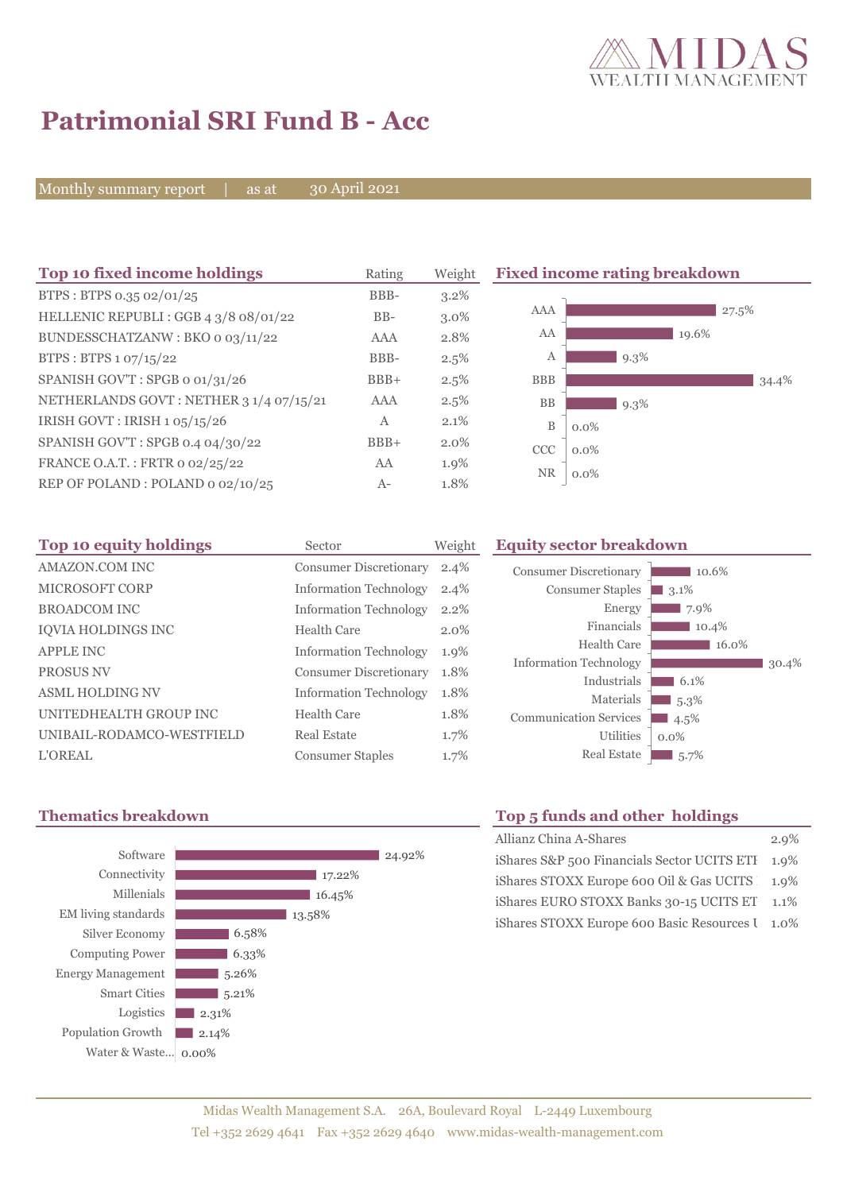# Patrimonial SRI Fund B - Acc

Monthly summary report | as at 30 April 2021

## Top 10 fixed income holdings

| Top 10 fixed income holdings | Rating | Weight |
|---|---|---|
| BTPS : BTPS 0.35 02/01/25 | BBB- | 3.2% |
| HELLENIC REPUBLI : GGB 4 3/8 08/01/22 | BB- | 3.0% |
| BUNDESSCHATZANW : BKO 0 03/11/22 | AAA | 2.8% |
| BTPS : BTPS 1 07/15/22 | BBB- | 2.5% |
| SPANISH GOV'T : SPGB 0 01/31/26 | BBB+ | 2.5% |
| NETHERLANDS GOVT : NETHER 3 1/4 07/15/21 | AAA | 2.5% |
| IRISH GOVT : IRISH 1 05/15/26 | A | 2.1% |
| SPANISH GOV'T : SPGB 0.4 04/30/22 | BBB+ | 2.0% |
| FRANCE O.A.T. : FRTR 0 02/25/22 | AA | 1.9% |
| REP OF POLAND : POLAND 0 02/10/25 | A- | 1.8% |

## Fixed income rating breakdown

| Rating | Weight |
|---|---|
| AAA | 27.5% |
| AA | 19.6% |
| A | 9.3% |
| BBB | 34.4% |
| BB | 9.3% |
| B | 0.0% |
| CCC | 0.0% |
| NR | 0.0% |

## Top 10 equity holdings

| Top 10 equity holdings | Sector | Weight |
|---|---|---|
| AMAZON.COM INC | Consumer Discretionary | 2.4% |
| MICROSOFT CORP | Information Technology | 2.4% |
| BROADCOM INC | Information Technology | 2.2% |
| IQVIA HOLDINGS INC | Health Care | 2.0% |
| APPLE INC | Information Technology | 1.9% |
| PROSUS NV | Consumer Discretionary | 1.8% |
| ASML HOLDING NV | Information Technology | 1.8% |
| UNITEDHEALTH GROUP INC | Health Care | 1.8% |
| UNIBAIL-RODAMCO-WESTFIELD | Real Estate | 1.7% |
| L'OREAL | Consumer Staples | 1.7% |

## Equity sector breakdown

| Sector | Weight |
|---|---|
| Consumer Discretionary | 10.6% |
| Consumer Staples | 3.1% |
| Energy | 7.9% |
| Financials | 10.4% |
| Health Care | 16.0% |
| Information Technology | 30.4% |
| Industrials | 6.1% |
| Materials | 5.3% |
| Communication Services | 4.5% |
| Utilities | 0.0% |
| Real Estate | 5.7% |

## Thematics breakdown

| Thematic | Weight |
|---|---|
| Software | 24.92% |
| Connectivity | 17.22% |
| Millenials | 16.45% |
| EM living standards | 13.58% |
| Silver Economy | 6.58% |
| Computing Power | 6.33% |
| Energy Management | 5.26% |
| Smart Cities | 5.21% |
| Logistics | 2.31% |
| Population Growth | 2.14% |
| Water & Waste... | 0.00% |

## Top 5 funds and other holdings

| Holding | Weight |
|---|---|
| Allianz China A-Shares | 2.9% |
| iShares S&P 500 Financials Sector UCITS ETF | 1.9% |
| iShares STOXX Europe 600 Oil & Gas UCITS | 1.9% |
| iShares EURO STOXX Banks 30-15 UCITS ET | 1.1% |
| iShares STOXX Europe 600 Basic Resources U | 1.0% |

Midas Wealth Management S.A. 26A, Boulevard Royal L-2449 Luxembourg
Tel +352 2629 4641 Fax +352 2629 4640 www.midas-wealth-management.com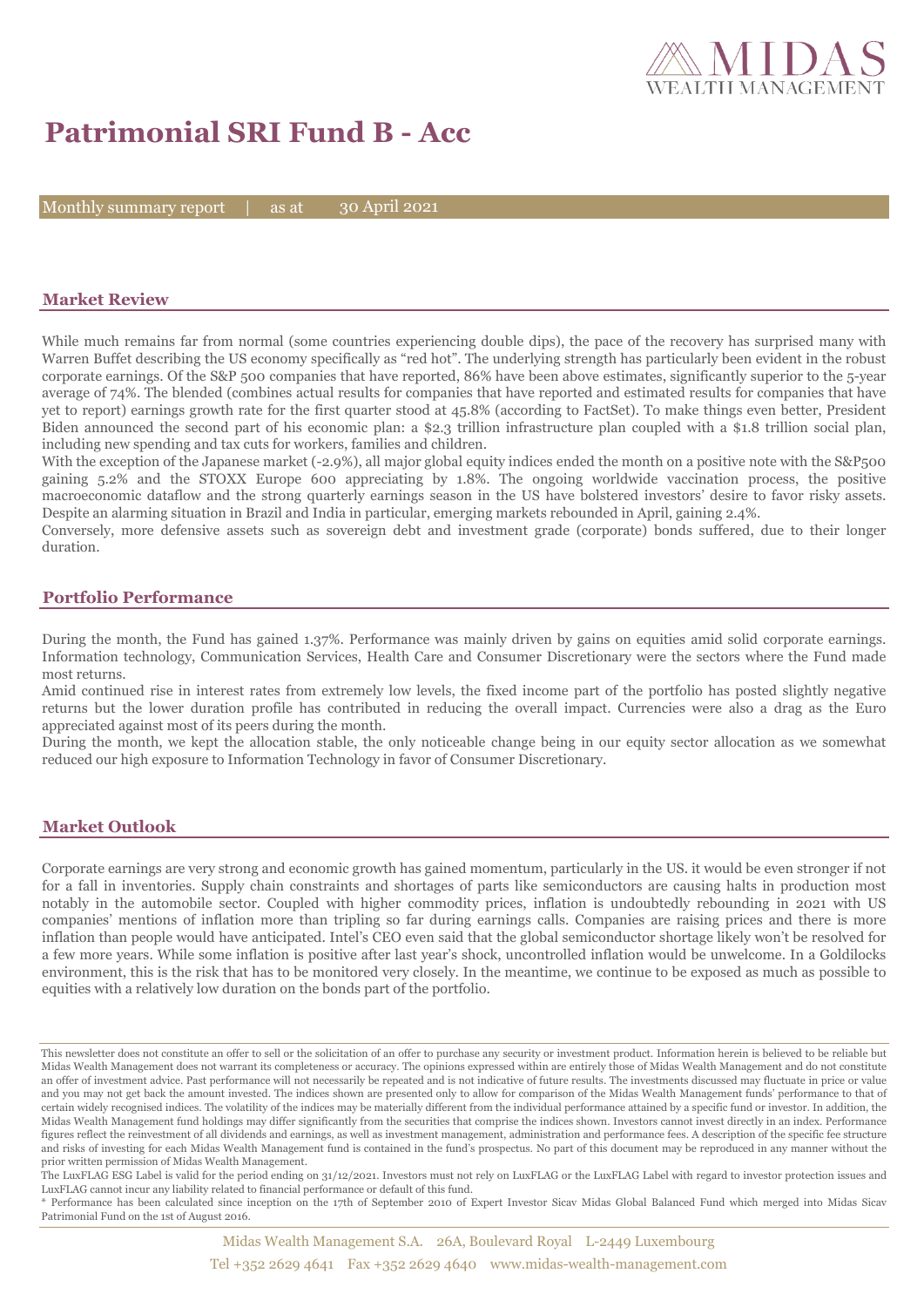# Patrimonial SRI Fund B - Acc

Monthly summary report | as at 30 April 2021

## Market Review

While much remains far from normal (some countries experiencing double dips), the pace of the recovery has surprised many with Warren Buffet describing the US economy specifically as "red hot". The underlying strength has particularly been evident in the robust corporate earnings. Of the S&P 500 companies that have reported, 86% have been above estimates, significantly superior to the 5-year average of 74%. The blended (combines actual results for companies that have reported and estimated results for companies that have yet to report) earnings growth rate for the first quarter stood at 45.8% (according to FactSet). To make things even better, President Biden announced the second part of his economic plan: a $2.3 trillion infrastructure plan coupled with a $1.8 trillion social plan, including new spending and tax cuts for workers, families and children.

With the exception of the Japanese market (-2.9%), all major global equity indices ended the month on a positive note with the S&P500 gaining 5.2% and the STOXX Europe 600 appreciating by 1.8%. The ongoing worldwide vaccination process, the positive macroeconomic dataflow and the strong quarterly earnings season in the US have bolstered investors' desire to favor risky assets. Despite an alarming situation in Brazil and India in particular, emerging markets rebounded in April, gaining 2.4%.

Conversely, more defensive assets such as sovereign debt and investment grade (corporate) bonds suffered, due to their longer duration.

## Portfolio Performance

During the month, the Fund has gained 1.37%. Performance was mainly driven by gains on equities amid solid corporate earnings. Information technology, Communication Services, Health Care and Consumer Discretionary were the sectors where the Fund made most returns.

Amid continued rise in interest rates from extremely low levels, the fixed income part of the portfolio has posted slightly negative returns but the lower duration profile has contributed in reducing the overall impact. Currencies were also a drag as the Euro appreciated against most of its peers during the month.

During the month, we kept the allocation stable, the only noticeable change being in our equity sector allocation as we somewhat reduced our high exposure to Information Technology in favor of Consumer Discretionary.

## Market Outlook

Corporate earnings are very strong and economic growth has gained momentum, particularly in the US. it would be even stronger if not for a fall in inventories. Supply chain constraints and shortages of parts like semiconductors are causing halts in production most notably in the automobile sector. Coupled with higher commodity prices, inflation is undoubtedly rebounding in 2021 with US companies' mentions of inflation more than tripling so far during earnings calls. Companies are raising prices and there is more inflation than people would have anticipated. Intel's CEO even said that the global semiconductor shortage likely won't be resolved for a few more years. While some inflation is positive after last year's shock, uncontrolled inflation would be unwelcome. In a Goldilocks environment, this is the risk that has to be monitored very closely. In the meantime, we continue to be exposed as much as possible to equities with a relatively low duration on the bonds part of the portfolio.

This newsletter does not constitute an offer to sell or the solicitation of an offer to purchase any security or investment product. Information herein is believed to be reliable but Midas Wealth Management does not warrant its completeness or accuracy. The opinions expressed within are entirely those of Midas Wealth Management and do not constitute an offer of investment advice. Past performance will not necessarily be repeated and is not indicative of future results. The investments discussed may fluctuate in price or value and you may not get back the amount invested. The indices shown are presented only to allow for comparison of the Midas Wealth Management funds' performance to that of certain widely recognised indices. The volatility of the indices may be materially different from the individual performance attained by a specific fund or investor. In addition, the Midas Wealth Management fund holdings may differ significantly from the securities that comprise the indices shown. Investors cannot invest directly in an index. Performance figures reflect the reinvestment of all dividends and earnings, as well as investment management, administration and performance fees. A description of the specific fee structure and risks of investing for each Midas Wealth Management fund is contained in the fund's prospectus. No part of this document may be reproduced in any manner without the prior written permission of Midas Wealth Management.

The LuxFLAG ESG Label is valid for the period ending on 31/12/2021. Investors must not rely on LuxFLAG or the LuxFLAG Label with regard to investor protection issues and LuxFLAG cannot incur any liability related to financial performance or default of this fund.

\* Performance has been calculated since inception on the 17th of September 2010 of Expert Investor Sicav Midas Global Balanced Fund which merged into Midas Sicav Patrimonial Fund on the 1st of August 2016.

Midas Wealth Management S.A. 26A, Boulevard Royal L-2449 Luxembourg

Tel +352 2629 4641 Fax +352 2629 4640 www.midas-wealth-management.com